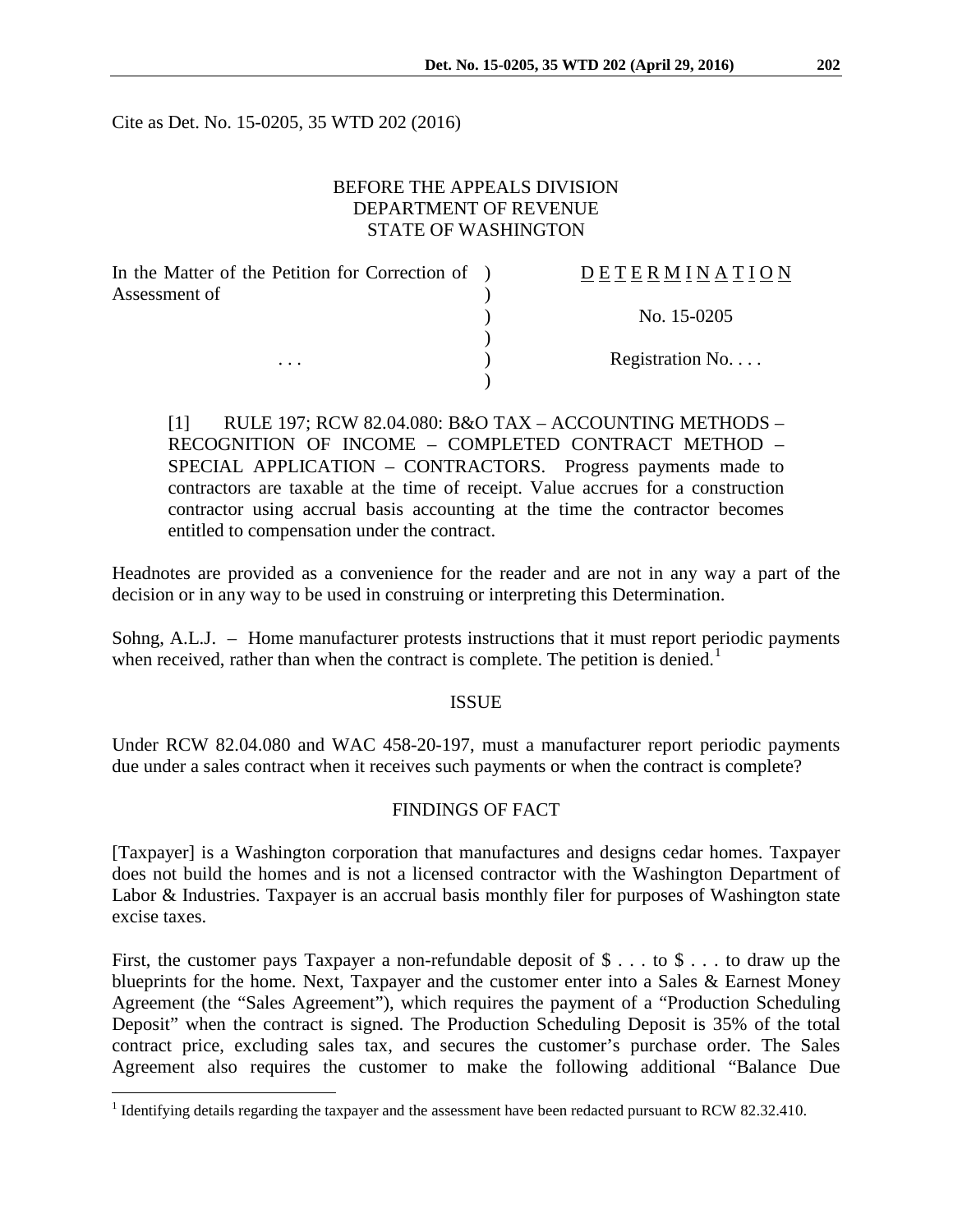Cite as Det. No. 15-0205, 35 WTD 202 (2016)

BEFORE THE APPEALS DIVISION
DEPARTMENT OF REVENUE
STATE OF WASHINGTON

| In the Matter of the Petition for Correction of Assessment of | ) | D E T E R M I N A T I O N |
|---|---|---|
| | ) | No. 15-0205 |
| . . . | ) | Registration No. . . . |

[1] RULE 197; RCW 82.04.080: B&O TAX – ACCOUNTING METHODS – RECOGNITION OF INCOME – COMPLETED CONTRACT METHOD – SPECIAL APPLICATION – CONTRACTORS. Progress payments made to contractors are taxable at the time of receipt. Value accrues for a construction contractor using accrual basis accounting at the time the contractor becomes entitled to compensation under the contract.

Headnotes are provided as a convenience for the reader and are not in any way a part of the decision or in any way to be used in construing or interpreting this Determination.

Sohng, A.L.J. – Home manufacturer protests instructions that it must report periodic payments when received, rather than when the contract is complete. The petition is denied.[1]

## ISSUE

Under RCW 82.04.080 and WAC 458-20-197, must a manufacturer report periodic payments due under a sales contract when it receives such payments or when the contract is complete?

## FINDINGS OF FACT

[Taxpayer] is a Washington corporation that manufactures and designs cedar homes. Taxpayer does not build the homes and is not a licensed contractor with the Washington Department of Labor & Industries. Taxpayer is an accrual basis monthly filer for purposes of Washington state excise taxes.

First, the customer pays Taxpayer a non-refundable deposit of $ . . . to $ . . . to draw up the blueprints for the home. Next, Taxpayer and the customer enter into a Sales & Earnest Money Agreement (the "Sales Agreement"), which requires the payment of a "Production Scheduling Deposit" when the contract is signed. The Production Scheduling Deposit is 35% of the total contract price, excluding sales tax, and secures the customer's purchase order. The Sales Agreement also requires the customer to make the following additional "Balance Due

[1] Identifying details regarding the taxpayer and the assessment have been redacted pursuant to RCW 82.32.410.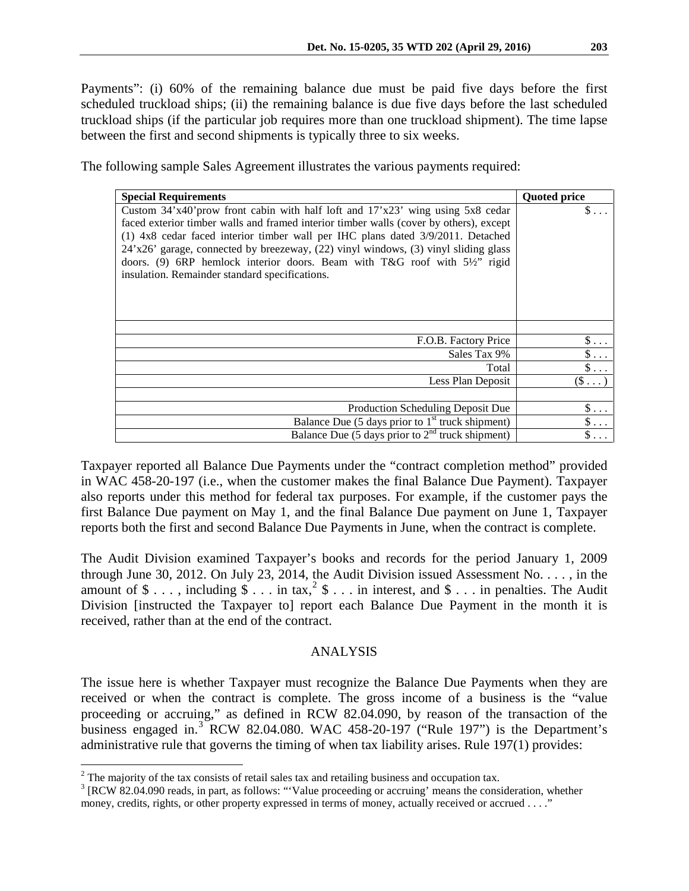Payments": (i) 60% of the remaining balance due must be paid five days before the first scheduled truckload ships; (ii) the remaining balance is due five days before the last scheduled truckload ships (if the particular job requires more than one truckload shipment). The time lapse between the first and second shipments is typically three to six weeks.

The following sample Sales Agreement illustrates the various payments required:

| Special Requirements | Quoted price |
|---|---|
| Custom 34'x40'prow front cabin with half loft and 17'x23' wing using 5x8 cedar faced exterior timber walls and framed interior timber walls (cover by others), except (1) 4x8 cedar faced interior timber wall per IHC plans dated 3/9/2011. Detached 24'x26' garage, connected by breezeway, (22) vinyl windows, (3) vinyl sliding glass doors. (9) 6RP hemlock interior doors. Beam with T&G roof with 5½" rigid insulation. Remainder standard specifications. | $ . . . |
| | |
| F.O.B. Factory Price | $ . . . |
| Sales Tax 9% | $ . . . |
| Total | $ . . . |
| Less Plan Deposit | ($ . . . ) |
| | |
| Production Scheduling Deposit Due | $ . . . |
| Balance Due (5 days prior to 1st truck shipment) | $ . . . |
| Balance Due (5 days prior to 2nd truck shipment) | $ . . . |

Taxpayer reported all Balance Due Payments under the "contract completion method" provided in WAC 458-20-197 (i.e., when the customer makes the final Balance Due Payment). Taxpayer also reports under this method for federal tax purposes. For example, if the customer pays the first Balance Due payment on May 1, and the final Balance Due payment on June 1, Taxpayer reports both the first and second Balance Due Payments in June, when the contract is complete.

The Audit Division examined Taxpayer's books and records for the period January 1, 2009 through June 30, 2012. On July 23, 2014, the Audit Division issued Assessment No. . . . , in the amount of $ . . . , including $ . . . in tax,[2] $ . . . in interest, and $ . . . in penalties. The Audit Division [instructed the Taxpayer to] report each Balance Due Payment in the month it is received, rather than at the end of the contract.

## ANALYSIS

The issue here is whether Taxpayer must recognize the Balance Due Payments when they are received or when the contract is complete. The gross income of a business is the "value proceeding or accruing," as defined in RCW 82.04.090, by reason of the transaction of the business engaged in.[3] RCW 82.04.080. WAC 458-20-197 ("Rule 197") is the Department's administrative rule that governs the timing of when tax liability arises. Rule 197(1) provides:

---

[2] The majority of the tax consists of retail sales tax and retailing business and occupation tax.

[3] [RCW 82.04.090 reads, in part, as follows: "'Value proceeding or accruing' means the consideration, whether money, credits, rights, or other property expressed in terms of money, actually received or accrued . . . ."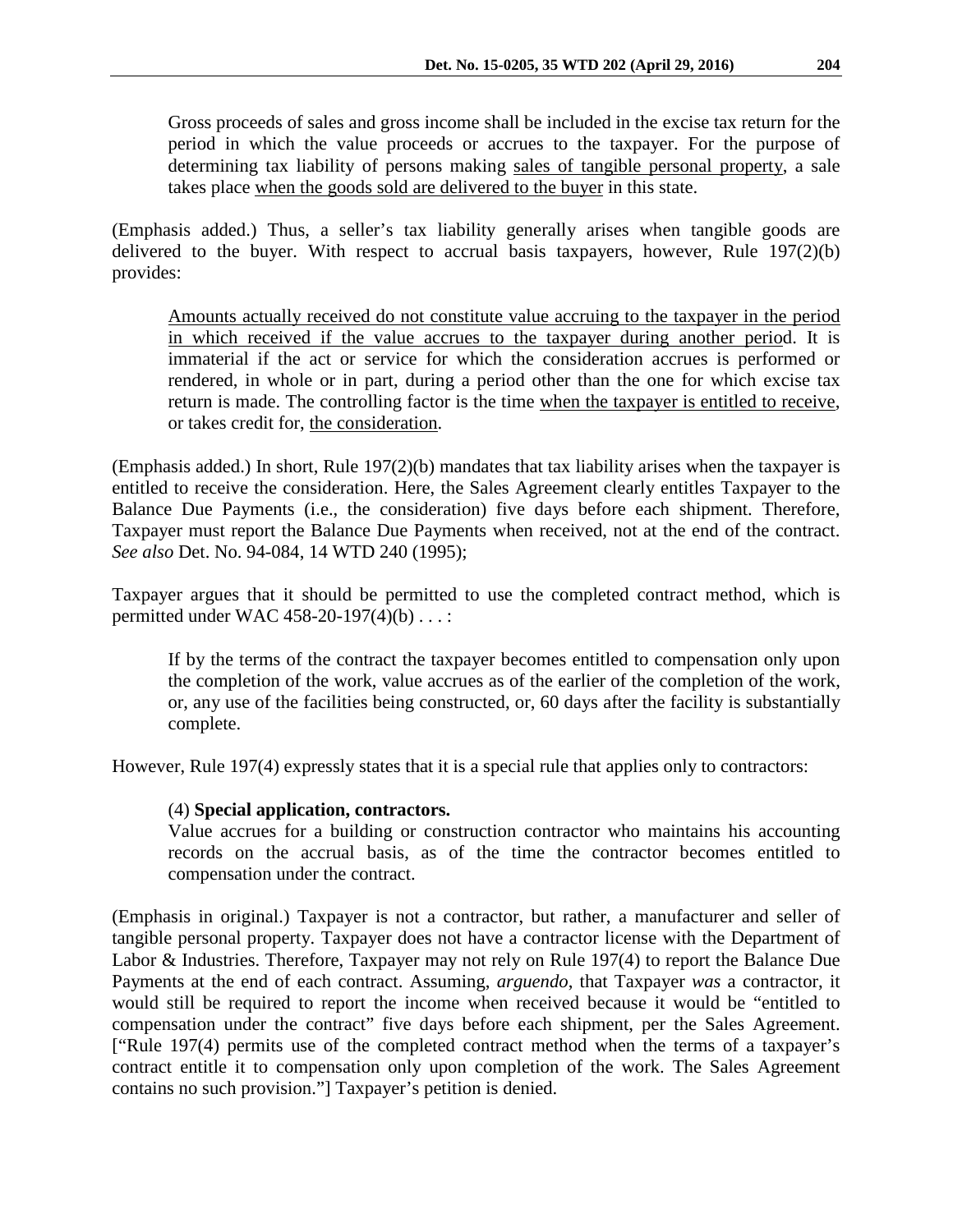> Gross proceeds of sales and gross income shall be included in the excise tax return for the period in which the value proceeds or accrues to the taxpayer. For the purpose of determining tax liability of persons making <u>sales of tangible personal property</u>, a sale takes place <u>when the goods sold are delivered to the buyer</u> in this state.

(Emphasis added.) Thus, a seller's tax liability generally arises when tangible goods are delivered to the buyer. With respect to accrual basis taxpayers, however, Rule 197(2)(b) provides:

> <u>Amounts actually received do not constitute value accruing to the taxpayer in the period in which received if the value accrues to the taxpayer during another period</u>. It is immaterial if the act or service for which the consideration accrues is performed or rendered, in whole or in part, during a period other than the one for which excise tax return is made. The controlling factor is the time <u>when the taxpayer is entitled to receive</u>, or takes credit for, <u>the consideration</u>.

(Emphasis added.) In short, Rule 197(2)(b) mandates that tax liability arises when the taxpayer is entitled to receive the consideration. Here, the Sales Agreement clearly entitles Taxpayer to the Balance Due Payments (i.e., the consideration) five days before each shipment. Therefore, Taxpayer must report the Balance Due Payments when received, not at the end of the contract. *See also* Det. No. 94-084, 14 WTD 240 (1995);

Taxpayer argues that it should be permitted to use the completed contract method, which is permitted under WAC 458-20-197(4)(b) . . . :

> If by the terms of the contract the taxpayer becomes entitled to compensation only upon the completion of the work, value accrues as of the earlier of the completion of the work, or, any use of the facilities being constructed, or, 60 days after the facility is substantially complete.

However, Rule 197(4) expressly states that it is a special rule that applies only to contractors:

> (4) **Special application, contractors.**
> Value accrues for a building or construction contractor who maintains his accounting records on the accrual basis, as of the time the contractor becomes entitled to compensation under the contract.

(Emphasis in original.) Taxpayer is not a contractor, but rather, a manufacturer and seller of tangible personal property. Taxpayer does not have a contractor license with the Department of Labor & Industries. Therefore, Taxpayer may not rely on Rule 197(4) to report the Balance Due Payments at the end of each contract. Assuming, *arguendo*, that Taxpayer *was* a contractor, it would still be required to report the income when received because it would be "entitled to compensation under the contract" five days before each shipment, per the Sales Agreement. ["Rule 197(4) permits use of the completed contract method when the terms of a taxpayer's contract entitle it to compensation only upon completion of the work. The Sales Agreement contains no such provision."] Taxpayer's petition is denied.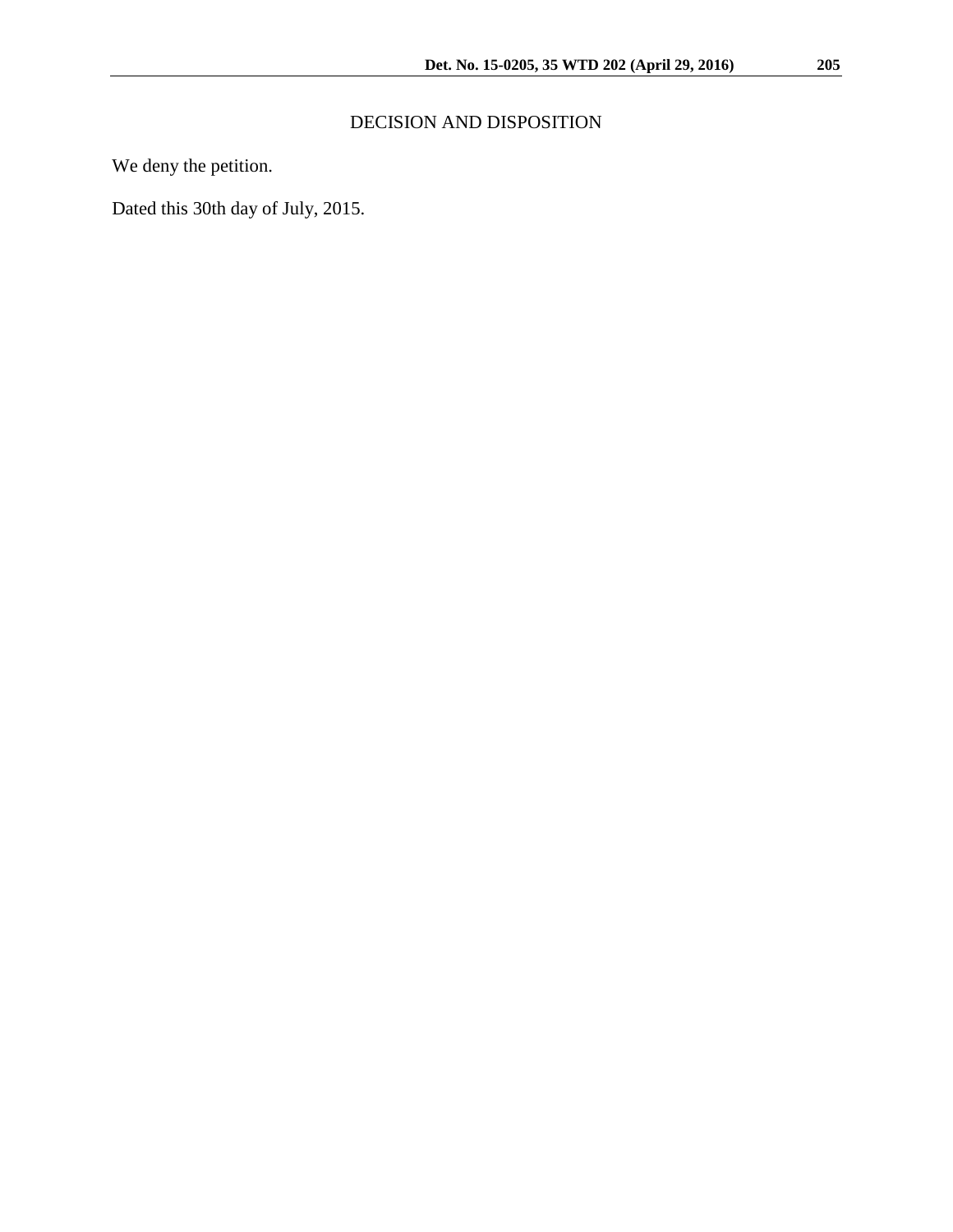## DECISION AND DISPOSITION

We deny the petition.

Dated this 30th day of July, 2015.